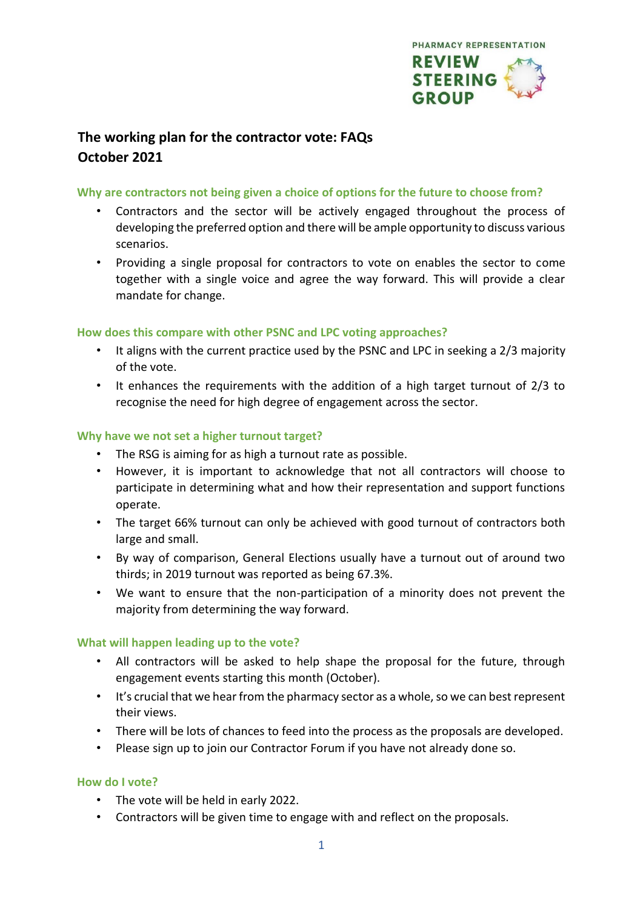PHARMACY REPRESENTATION
REVIEW STEERING GROUP

# The working plan for the contractor vote: FAQs
# October 2021

### Why are contractors not being given a choice of options for the future to choose from?

- Contractors and the sector will be actively engaged throughout the process of developing the preferred option and there will be ample opportunity to discuss various scenarios.
- Providing a single proposal for contractors to vote on enables the sector to come together with a single voice and agree the way forward. This will provide a clear mandate for change.

### How does this compare with other PSNC and LPC voting approaches?

- It aligns with the current practice used by the PSNC and LPC in seeking a 2/3 majority of the vote.
- It enhances the requirements with the addition of a high target turnout of 2/3 to recognise the need for high degree of engagement across the sector.

### Why have we not set a higher turnout target?

- The RSG is aiming for as high a turnout rate as possible.
- However, it is important to acknowledge that not all contractors will choose to participate in determining what and how their representation and support functions operate.
- The target 66% turnout can only be achieved with good turnout of contractors both large and small.
- By way of comparison, General Elections usually have a turnout out of around two thirds; in 2019 turnout was reported as being 67.3%.
- We want to ensure that the non-participation of a minority does not prevent the majority from determining the way forward.

### What will happen leading up to the vote?

- All contractors will be asked to help shape the proposal for the future, through engagement events starting this month (October).
- It's crucial that we hear from the pharmacy sector as a whole, so we can best represent their views.
- There will be lots of chances to feed into the process as the proposals are developed.
- Please sign up to join our Contractor Forum if you have not already done so.

### How do I vote?

- The vote will be held in early 2022.
- Contractors will be given time to engage with and reflect on the proposals.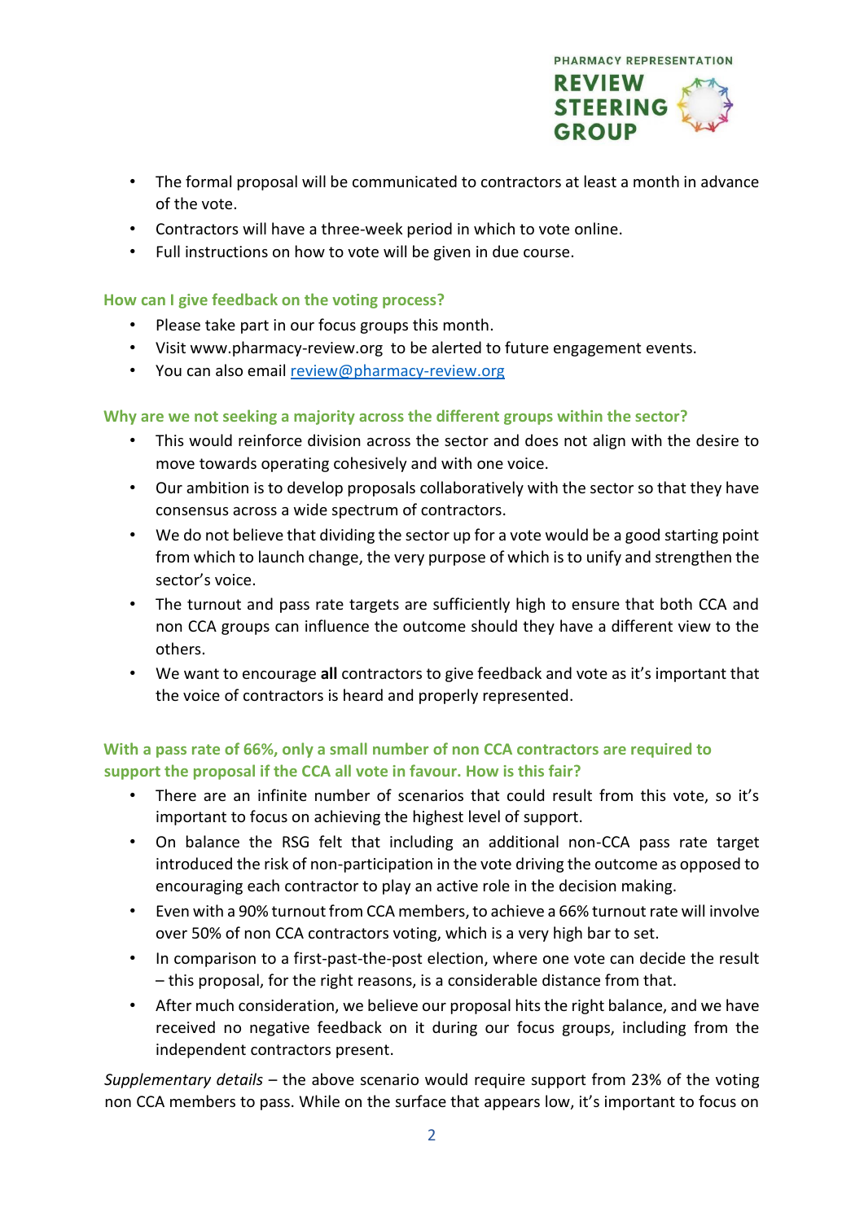- The formal proposal will be communicated to contractors at least a month in advance of the vote.
- Contractors will have a three-week period in which to vote online.
- Full instructions on how to vote will be given in due course.

### How can I give feedback on the voting process?

- Please take part in our focus groups this month.
- Visit www.pharmacy-review.org to be alerted to future engagement events.
- You can also email [review@pharmacy-review.org](mailto:review@pharmacy-review.org)

### Why are we not seeking a majority across the different groups within the sector?

- This would reinforce division across the sector and does not align with the desire to move towards operating cohesively and with one voice.
- Our ambition is to develop proposals collaboratively with the sector so that they have consensus across a wide spectrum of contractors.
- We do not believe that dividing the sector up for a vote would be a good starting point from which to launch change, the very purpose of which is to unify and strengthen the sector's voice.
- The turnout and pass rate targets are sufficiently high to ensure that both CCA and non CCA groups can influence the outcome should they have a different view to the others.
- We want to encourage **all** contractors to give feedback and vote as it's important that the voice of contractors is heard and properly represented.

### With a pass rate of 66%, only a small number of non CCA contractors are required to support the proposal if the CCA all vote in favour. How is this fair?

- There are an infinite number of scenarios that could result from this vote, so it's important to focus on achieving the highest level of support.
- On balance the RSG felt that including an additional non-CCA pass rate target introduced the risk of non-participation in the vote driving the outcome as opposed to encouraging each contractor to play an active role in the decision making.
- Even with a 90% turnout from CCA members, to achieve a 66% turnout rate will involve over 50% of non CCA contractors voting, which is a very high bar to set.
- In comparison to a first-past-the-post election, where one vote can decide the result – this proposal, for the right reasons, is a considerable distance from that.
- After much consideration, we believe our proposal hits the right balance, and we have received no negative feedback on it during our focus groups, including from the independent contractors present.

*Supplementary details* – the above scenario would require support from 23% of the voting non CCA members to pass. While on the surface that appears low, it's important to focus on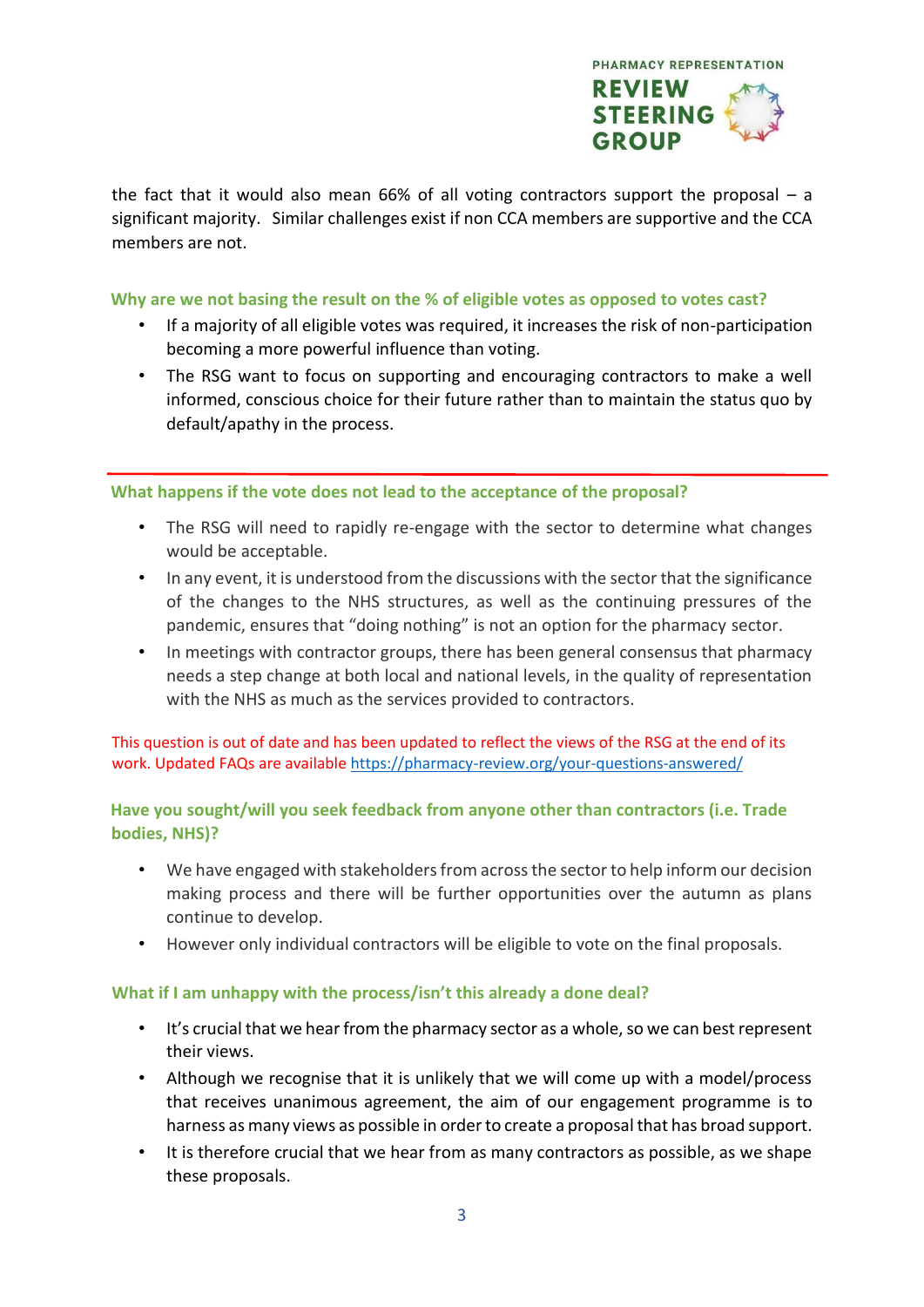the fact that it would also mean 66% of all voting contractors support the proposal – a significant majority. Similar challenges exist if non CCA members are supportive and the CCA members are not.

### Why are we not basing the result on the % of eligible votes as opposed to votes cast?

- If a majority of all eligible votes was required, it increases the risk of non-participation becoming a more powerful influence than voting.
- The RSG want to focus on supporting and encouraging contractors to make a well informed, conscious choice for their future rather than to maintain the status quo by default/apathy in the process.

---

### What happens if the vote does not lead to the acceptance of the proposal?

- The RSG will need to rapidly re-engage with the sector to determine what changes would be acceptable.
- In any event, it is understood from the discussions with the sector that the significance of the changes to the NHS structures, as well as the continuing pressures of the pandemic, ensures that "doing nothing" is not an option for the pharmacy sector.
- In meetings with contractor groups, there has been general consensus that pharmacy needs a step change at both local and national levels, in the quality of representation with the NHS as much as the services provided to contractors.

This question is out of date and has been updated to reflect the views of the RSG at the end of its work. Updated FAQs are available https://pharmacy-review.org/your-questions-answered/

### Have you sought/will you seek feedback from anyone other than contractors (i.e. Trade bodies, NHS)?

- We have engaged with stakeholders from across the sector to help inform our decision making process and there will be further opportunities over the autumn as plans continue to develop.
- However only individual contractors will be eligible to vote on the final proposals.

### What if I am unhappy with the process/isn't this already a done deal?

- It's crucial that we hear from the pharmacy sector as a whole, so we can best represent their views.
- Although we recognise that it is unlikely that we will come up with a model/process that receives unanimous agreement, the aim of our engagement programme is to harness as many views as possible in order to create a proposal that has broad support.
- It is therefore crucial that we hear from as many contractors as possible, as we shape these proposals.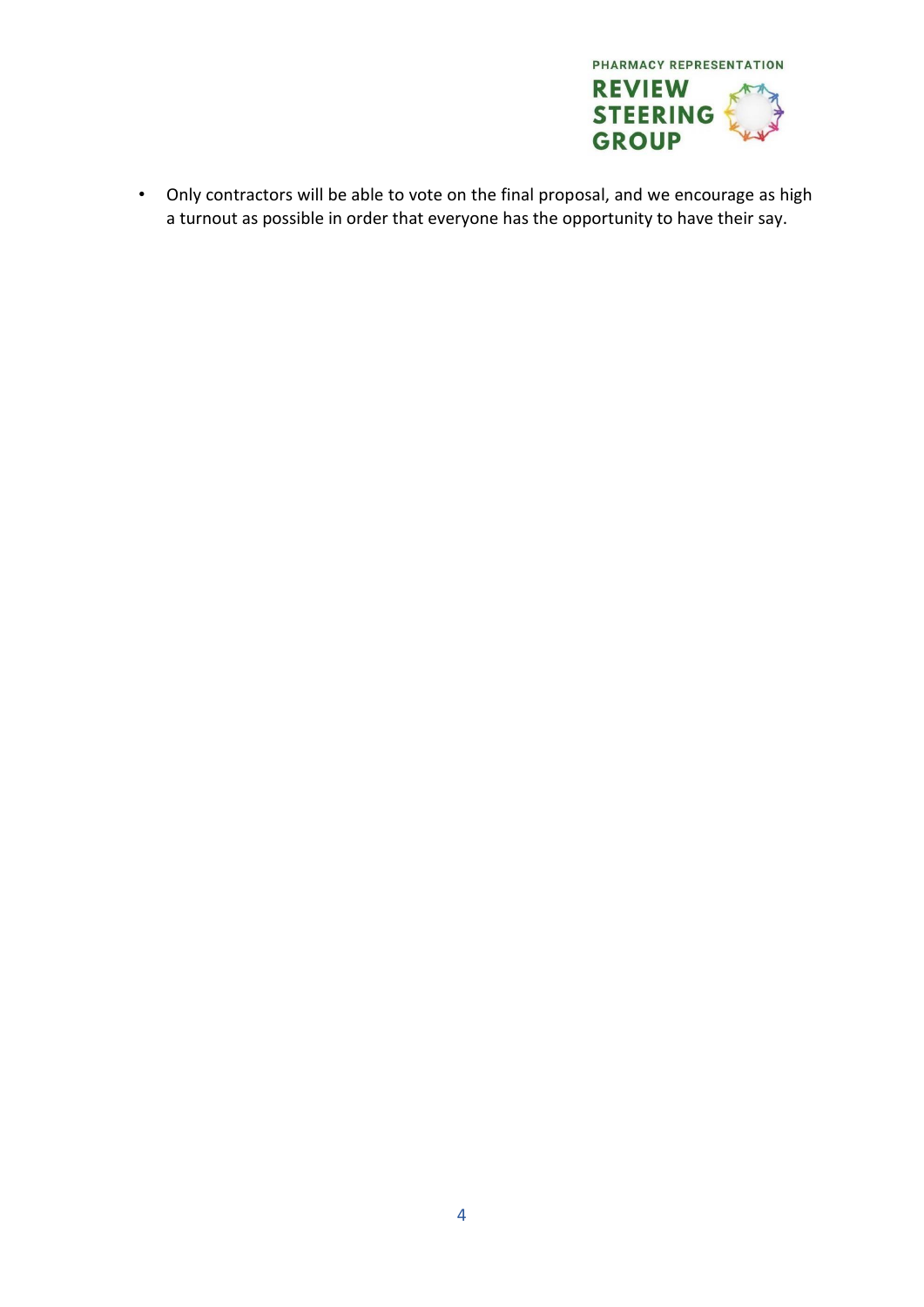- Only contractors will be able to vote on the final proposal, and we encourage as high a turnout as possible in order that everyone has the opportunity to have their say.